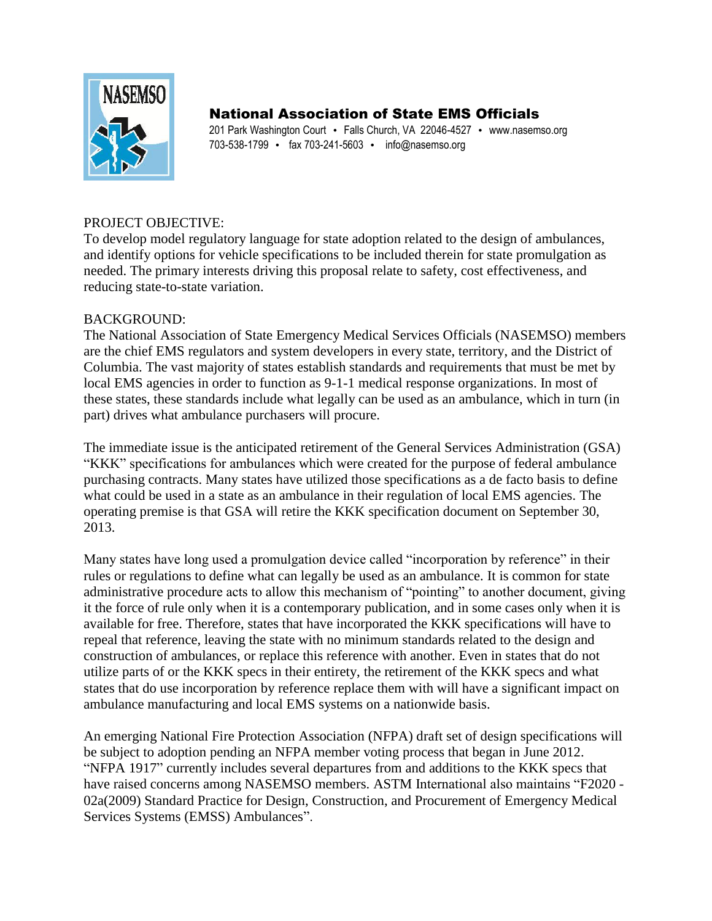**National Association of State EMS Officials**

201 Park Washington Court • Falls Church, VA 22046-4527 • www.nasemso.org
703-538-1799 • fax 703-241-5603 • info@nasemso.org

PROJECT OBJECTIVE:
To develop model regulatory language for state adoption related to the design of ambulances, and identify options for vehicle specifications to be included therein for state promulgation as needed. The primary interests driving this proposal relate to safety, cost effectiveness, and reducing state-to-state variation.

BACKGROUND:
The National Association of State Emergency Medical Services Officials (NASEMSO) members are the chief EMS regulators and system developers in every state, territory, and the District of Columbia. The vast majority of states establish standards and requirements that must be met by local EMS agencies in order to function as 9-1-1 medical response organizations. In most of these states, these standards include what legally can be used as an ambulance, which in turn (in part) drives what ambulance purchasers will procure.

The immediate issue is the anticipated retirement of the General Services Administration (GSA) "KKK" specifications for ambulances which were created for the purpose of federal ambulance purchasing contracts. Many states have utilized those specifications as a de facto basis to define what could be used in a state as an ambulance in their regulation of local EMS agencies. The operating premise is that GSA will retire the KKK specification document on September 30, 2013.

Many states have long used a promulgation device called "incorporation by reference" in their rules or regulations to define what can legally be used as an ambulance. It is common for state administrative procedure acts to allow this mechanism of "pointing" to another document, giving it the force of rule only when it is a contemporary publication, and in some cases only when it is available for free. Therefore, states that have incorporated the KKK specifications will have to repeal that reference, leaving the state with no minimum standards related to the design and construction of ambulances, or replace this reference with another. Even in states that do not utilize parts of or the KKK specs in their entirety, the retirement of the KKK specs and what states that do use incorporation by reference replace them with will have a significant impact on ambulance manufacturing and local EMS systems on a nationwide basis.

An emerging National Fire Protection Association (NFPA) draft set of design specifications will be subject to adoption pending an NFPA member voting process that began in June 2012. "NFPA 1917" currently includes several departures from and additions to the KKK specs that have raised concerns among NASEMSO members. ASTM International also maintains "F2020 - 02a(2009) Standard Practice for Design, Construction, and Procurement of Emergency Medical Services Systems (EMSS) Ambulances".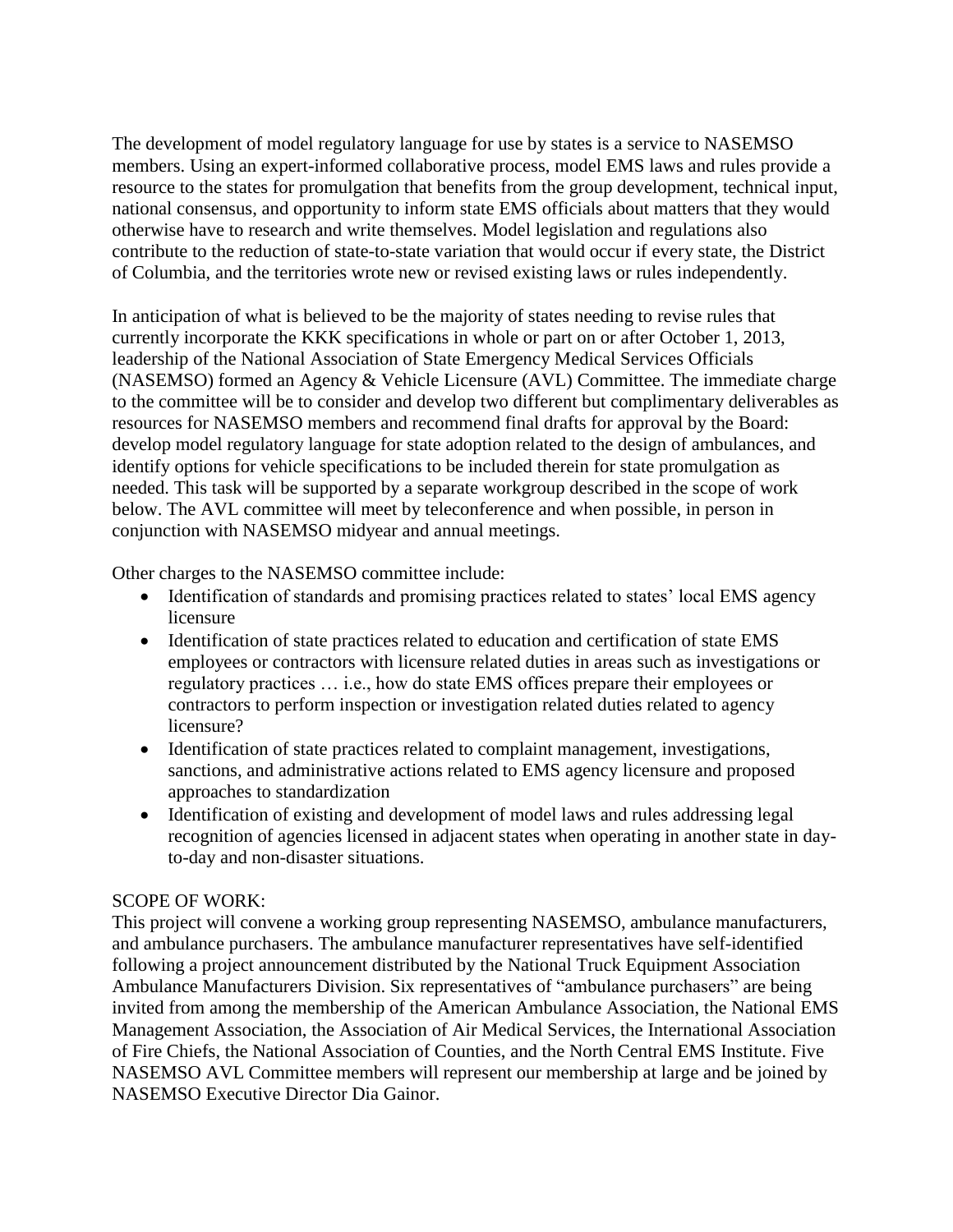The development of model regulatory language for use by states is a service to NASEMSO members. Using an expert-informed collaborative process, model EMS laws and rules provide a resource to the states for promulgation that benefits from the group development, technical input, national consensus, and opportunity to inform state EMS officials about matters that they would otherwise have to research and write themselves. Model legislation and regulations also contribute to the reduction of state-to-state variation that would occur if every state, the District of Columbia, and the territories wrote new or revised existing laws or rules independently.

In anticipation of what is believed to be the majority of states needing to revise rules that currently incorporate the KKK specifications in whole or part on or after October 1, 2013, leadership of the National Association of State Emergency Medical Services Officials (NASEMSO) formed an Agency & Vehicle Licensure (AVL) Committee. The immediate charge to the committee will be to consider and develop two different but complimentary deliverables as resources for NASEMSO members and recommend final drafts for approval by the Board: develop model regulatory language for state adoption related to the design of ambulances, and identify options for vehicle specifications to be included therein for state promulgation as needed. This task will be supported by a separate workgroup described in the scope of work below. The AVL committee will meet by teleconference and when possible, in person in conjunction with NASEMSO midyear and annual meetings.

Other charges to the NASEMSO committee include:

- Identification of standards and promising practices related to states' local EMS agency licensure
- Identification of state practices related to education and certification of state EMS employees or contractors with licensure related duties in areas such as investigations or regulatory practices … i.e., how do state EMS offices prepare their employees or contractors to perform inspection or investigation related duties related to agency licensure?
- Identification of state practices related to complaint management, investigations, sanctions, and administrative actions related to EMS agency licensure and proposed approaches to standardization
- Identification of existing and development of model laws and rules addressing legal recognition of agencies licensed in adjacent states when operating in another state in day-to-day and non-disaster situations.

SCOPE OF WORK:
This project will convene a working group representing NASEMSO, ambulance manufacturers, and ambulance purchasers. The ambulance manufacturer representatives have self-identified following a project announcement distributed by the National Truck Equipment Association Ambulance Manufacturers Division. Six representatives of "ambulance purchasers" are being invited from among the membership of the American Ambulance Association, the National EMS Management Association, the Association of Air Medical Services, the International Association of Fire Chiefs, the National Association of Counties, and the North Central EMS Institute. Five NASEMSO AVL Committee members will represent our membership at large and be joined by NASEMSO Executive Director Dia Gainor.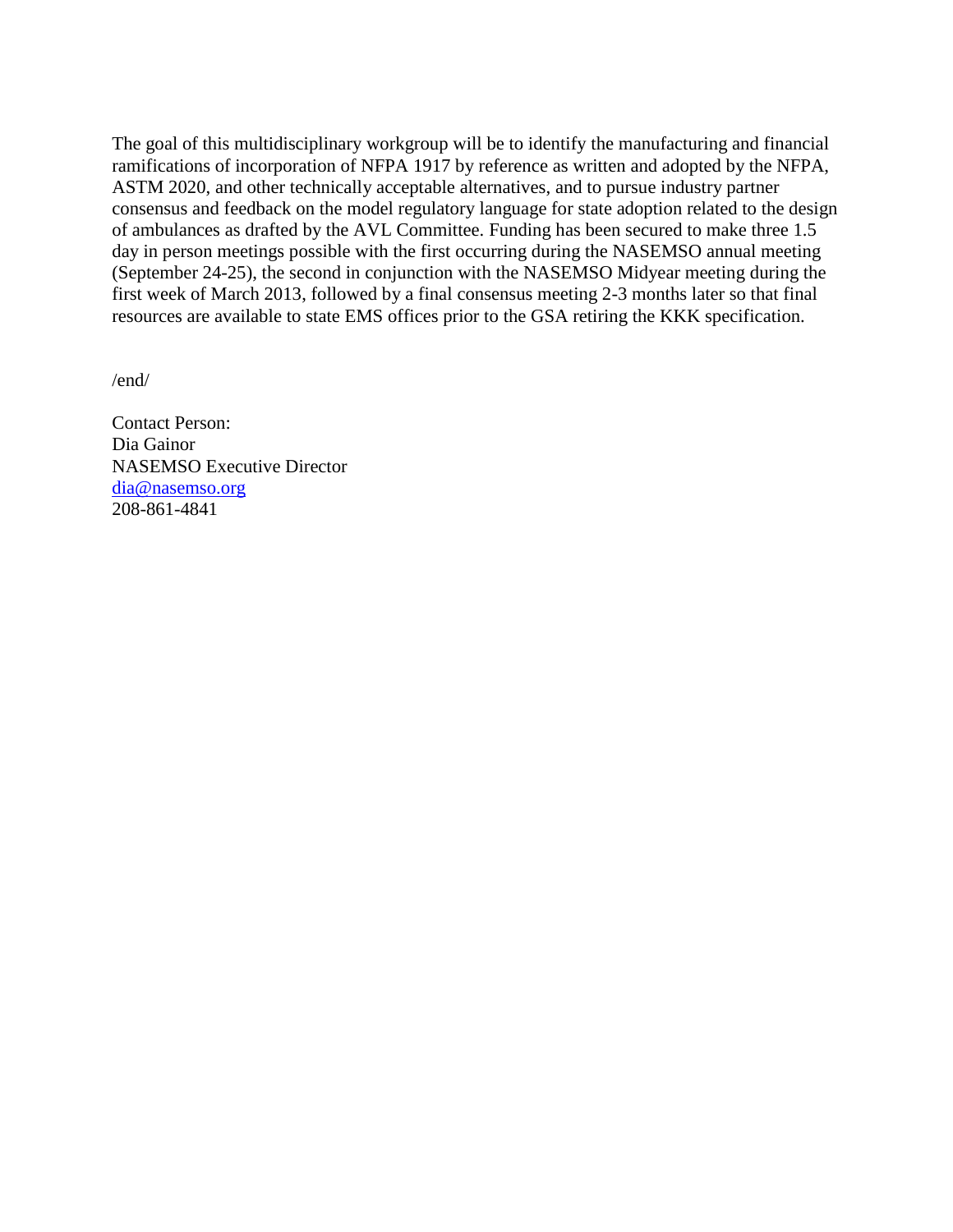The goal of this multidisciplinary workgroup will be to identify the manufacturing and financial ramifications of incorporation of NFPA 1917 by reference as written and adopted by the NFPA, ASTM 2020, and other technically acceptable alternatives, and to pursue industry partner consensus and feedback on the model regulatory language for state adoption related to the design of ambulances as drafted by the AVL Committee. Funding has been secured to make three 1.5 day in person meetings possible with the first occurring during the NASEMSO annual meeting (September 24-25), the second in conjunction with the NASEMSO Midyear meeting during the first week of March 2013, followed by a final consensus meeting 2-3 months later so that final resources are available to state EMS offices prior to the GSA retiring the KKK specification.

/end/

Contact Person:
Dia Gainor
NASEMSO Executive Director
dia@nasemso.org
208-861-4841